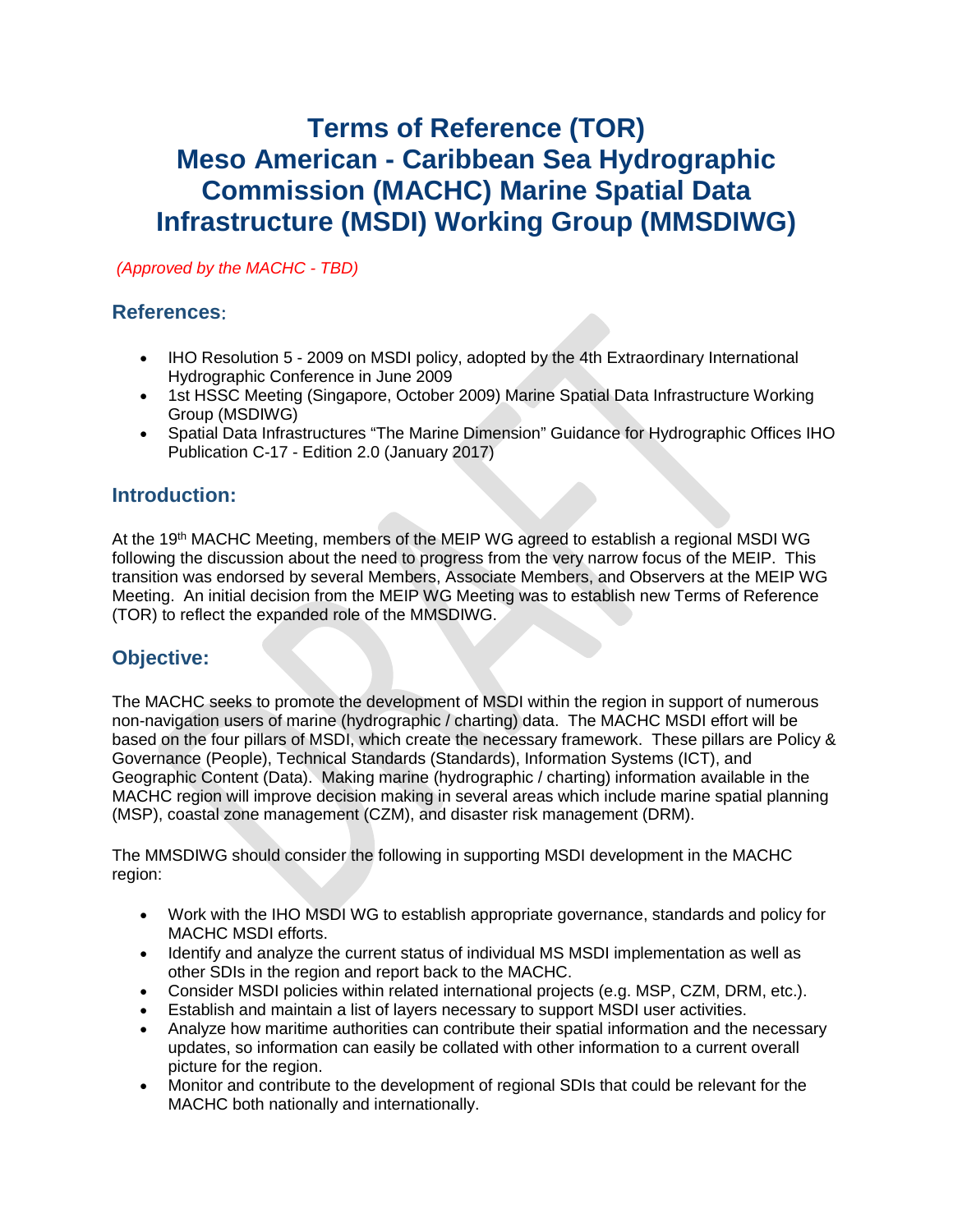# Terms of Reference (TOR)
# Meso American - Caribbean Sea Hydrographic Commission (MACHC) Marine Spatial Data Infrastructure (MSDI) Working Group (MMSDIWG)

*(Approved by the MACHC - TBD)*

## References:

- IHO Resolution 5 - 2009 on MSDI policy, adopted by the 4th Extraordinary International Hydrographic Conference in June 2009
- 1st HSSC Meeting (Singapore, October 2009) Marine Spatial Data Infrastructure Working Group (MSDIWG)
- Spatial Data Infrastructures "The Marine Dimension" Guidance for Hydrographic Offices IHO Publication C-17 - Edition 2.0 (January 2017)

## Introduction:

At the 19th MACHC Meeting, members of the MEIP WG agreed to establish a regional MSDI WG following the discussion about the need to progress from the very narrow focus of the MEIP. This transition was endorsed by several Members, Associate Members, and Observers at the MEIP WG Meeting. An initial decision from the MEIP WG Meeting was to establish new Terms of Reference (TOR) to reflect the expanded role of the MMSDIWG.

## Objective:

The MACHC seeks to promote the development of MSDI within the region in support of numerous non-navigation users of marine (hydrographic / charting) data. The MACHC MSDI effort will be based on the four pillars of MSDI, which create the necessary framework. These pillars are Policy & Governance (People), Technical Standards (Standards), Information Systems (ICT), and Geographic Content (Data). Making marine (hydrographic / charting) information available in the MACHC region will improve decision making in several areas which include marine spatial planning (MSP), coastal zone management (CZM), and disaster risk management (DRM).

The MMSDIWG should consider the following in supporting MSDI development in the MACHC region:

- Work with the IHO MSDI WG to establish appropriate governance, standards and policy for MACHC MSDI efforts.
- Identify and analyze the current status of individual MS MSDI implementation as well as other SDIs in the region and report back to the MACHC.
- Consider MSDI policies within related international projects (e.g. MSP, CZM, DRM, etc.).
- Establish and maintain a list of layers necessary to support MSDI user activities.
- Analyze how maritime authorities can contribute their spatial information and the necessary updates, so information can easily be collated with other information to a current overall picture for the region.
- Monitor and contribute to the development of regional SDIs that could be relevant for the MACHC both nationally and internationally.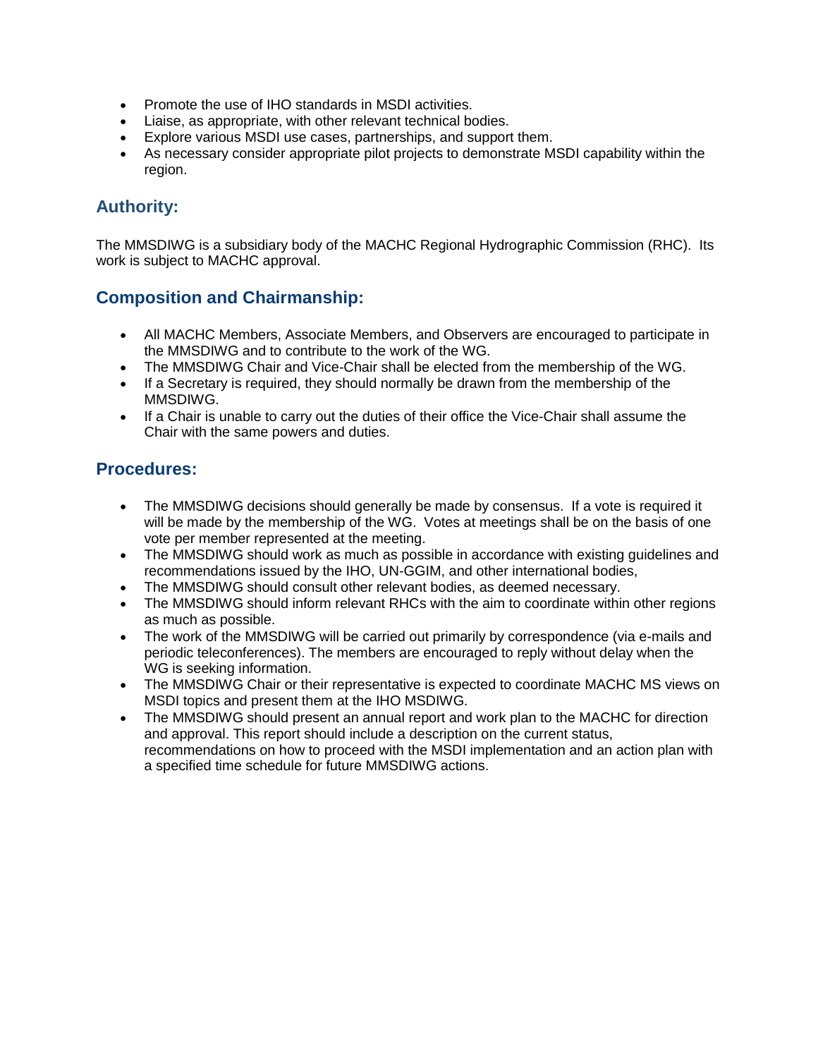- Promote the use of IHO standards in MSDI activities.
- Liaise, as appropriate, with other relevant technical bodies.
- Explore various MSDI use cases, partnerships, and support them.
- As necessary consider appropriate pilot projects to demonstrate MSDI capability within the region.

## Authority:

The MMSDIWG is a subsidiary body of the MACHC Regional Hydrographic Commission (RHC). Its work is subject to MACHC approval.

## Composition and Chairmanship:

- All MACHC Members, Associate Members, and Observers are encouraged to participate in the MMSDIWG and to contribute to the work of the WG.
- The MMSDIWG Chair and Vice-Chair shall be elected from the membership of the WG.
- If a Secretary is required, they should normally be drawn from the membership of the MMSDIWG.
- If a Chair is unable to carry out the duties of their office the Vice-Chair shall assume the Chair with the same powers and duties.

## Procedures:

- The MMSDIWG decisions should generally be made by consensus. If a vote is required it will be made by the membership of the WG. Votes at meetings shall be on the basis of one vote per member represented at the meeting.
- The MMSDIWG should work as much as possible in accordance with existing guidelines and recommendations issued by the IHO, UN-GGIM, and other international bodies,
- The MMSDIWG should consult other relevant bodies, as deemed necessary.
- The MMSDIWG should inform relevant RHCs with the aim to coordinate within other regions as much as possible.
- The work of the MMSDIWG will be carried out primarily by correspondence (via e-mails and periodic teleconferences). The members are encouraged to reply without delay when the WG is seeking information.
- The MMSDIWG Chair or their representative is expected to coordinate MACHC MS views on MSDI topics and present them at the IHO MSDIWG.
- The MMSDIWG should present an annual report and work plan to the MACHC for direction and approval. This report should include a description on the current status, recommendations on how to proceed with the MSDI implementation and an action plan with a specified time schedule for future MMSDIWG actions.